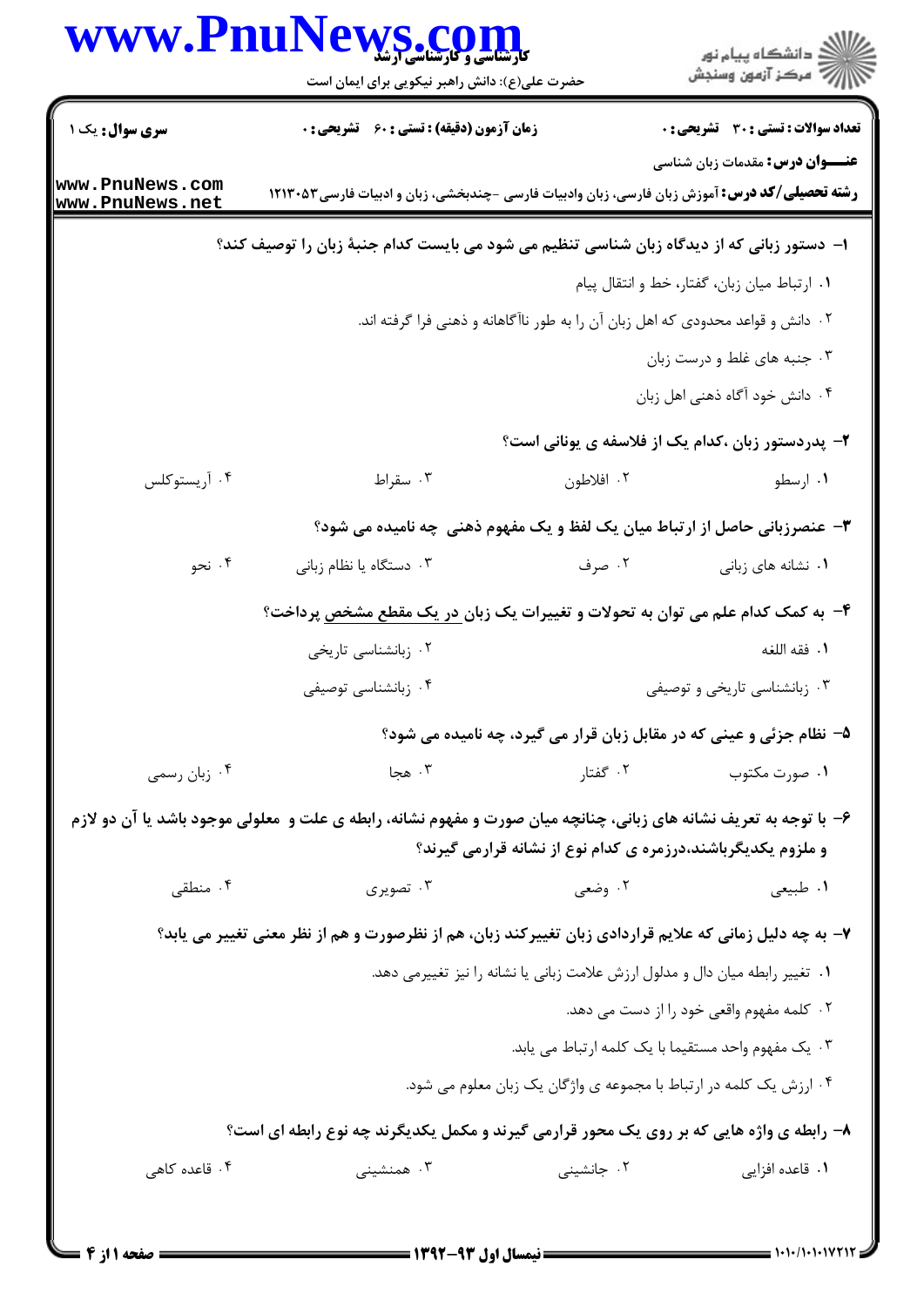**سری سوال:** یک ۱

**زمان آزمون (دقیقه) : تستی : ۶۰ تشریحی : ۰**

**تعداد سوالات : تستی : ۳۰ تشریحی : ۰**

**عنـــوان درس:** مقدمات زبان شناسی

**رشته تحصیلی/کد درس:** آموزش زبان فارسی، زبان وادبیات فارسی -چندبخشی، زبان و ادبیات فارسی۱۲۱۳۰۵۳

**۱- دستور زبانی که از دیدگاه زبان شناسی تنظیم می شود می بایست کدام جنبهٔ زبان را توصیف کند؟**

۱. ارتباط میان زبان، گفتار، خط و انتقال پیام

۲. دانش و قواعد محدودی که اهل زبان آن را به طور ناآگاهانه و ذهنی فرا گرفته اند.

۳. جنبه های غلط و درست زبان

۴. دانش خود آگاه ذهنی اهل زبان

**۲- پدردستور زبان ،کدام یک از فلاسفه ی یونانی است؟**

۱. ارسطو ۲. افلاطون ۳. سقراط ۴. آریستوکلس

**۳- عنصرزبانی حاصل از ارتباط میان یک لفظ و یک مفهوم ذهنی چه نامیده می شود؟**

۱. نشانه های زبانی ۲. صرف ۳. دستگاه یا نظام زبانی ۴. نحو

**۴- به کمک کدام علم می توان به تحولات و تغییرات یک زبان در یک مقطع مشخص پرداخت؟**

۱. فقه اللغه ۲. زبانشناسی تاریخی

۳. زبانشناسی تاریخی و توصیفی ۴. زبانشناسی توصیفی

**۵- نظام جزئی و عینی که در مقابل زبان قرار می گیرد، چه نامیده می شود؟**

۱. صورت مکتوب ۲. گفتار ۳. هجا ۴. زبان رسمی

**۶- با توجه به تعریف نشانه های زبانی، چنانچه میان صورت و مفهوم نشانه، رابطه ی علت و معلولی موجود باشد یا آن دو لازم و ملزوم یکدیگرباشند،درزمره ی کدام نوع از نشانه قرارمی گیرند؟**

۱. طبیعی ۲. وضعی ۳. تصویری ۴. منطقی

**۷- به چه دلیل زمانی که علایم قراردادی زبان تغییرکند زبان، هم از نظرصورت و هم از نظر معنی تغییر می یابد؟**

۱. تغییر رابطه میان دال و مدلول ارزش علامت زبانی یا نشانه را نیز تغییرمی دهد.

۲. کلمه مفهوم واقعی خود را از دست می دهد.

۳. یک مفهوم واحد مستقیما با یک کلمه ارتباط می یابد.

۴. ارزش یک کلمه در ارتباط با مجموعه ی واژگان یک زبان معلوم می شود.

**۸- رابطه ی واژه هایی که بر روی یک محور قرارمی گیرند و مکمل یکدیگرند چه نوع رابطه ای است؟**

۱. قاعده افزایی ۲. جانشینی ۳. همنشینی ۴. قاعده کاهی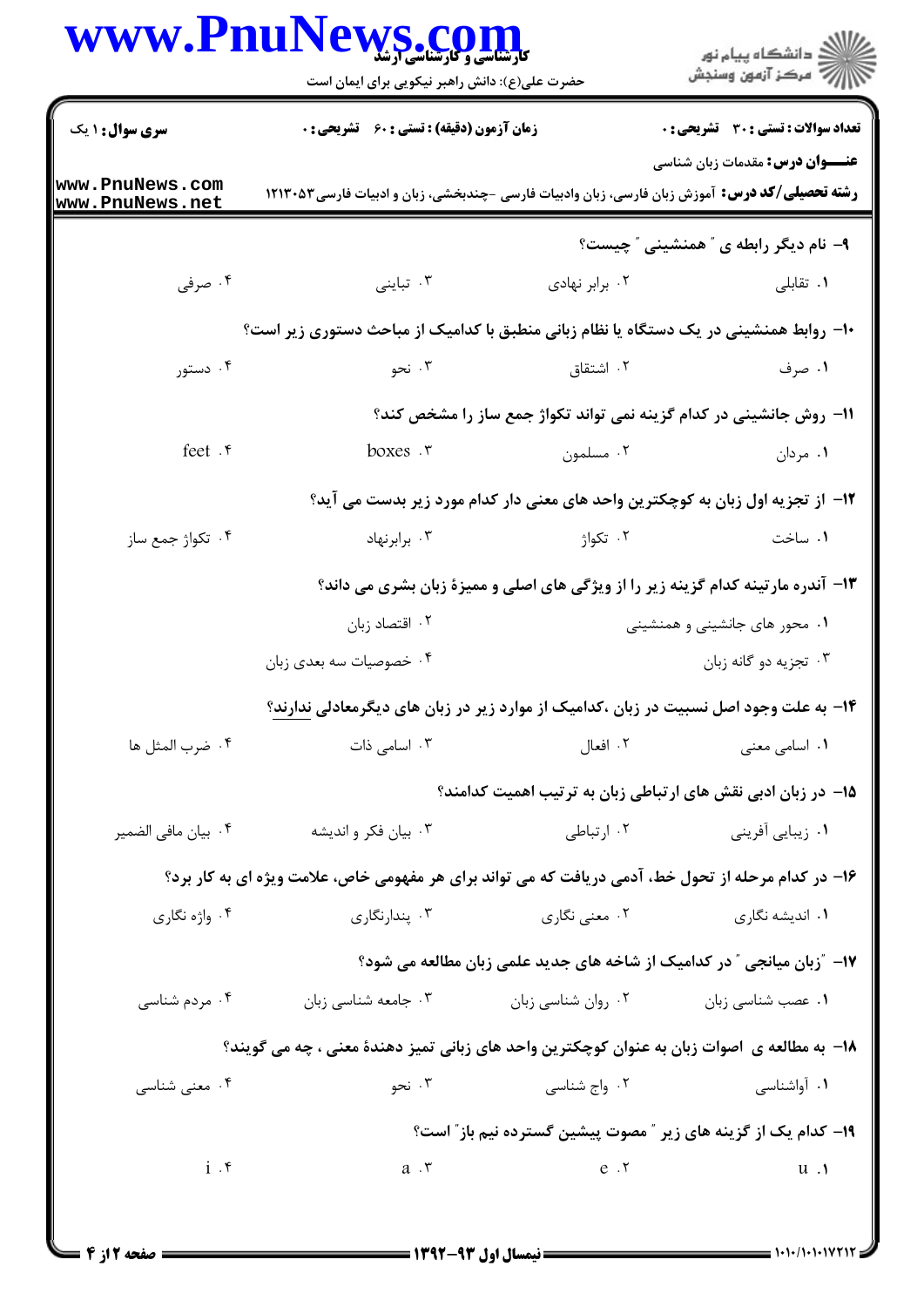**سری سوال:** ۱ یک

**زمان آزمون (دقیقه) : تستی : ۶۰ تشریحی : ۰**

**تعداد سوالات : تستی : ۳۰ تشریحی : ۰**

**عنـــوان درس:** مقدمات زبان شناسی

**رشته تحصیلی/کد درس:** آموزش زبان فارسی، زبان وادبیات فارسی -چندبخشی، زبان و ادبیات فارسی۱۲۱۳۰۵۳

**۹- نام دیگر رابطه ی " همنشینی " چیست؟**

۱. تقابلی
۲. برابر نهادی
۳. تباینی
۴. صرفی

**۱۰- روابط همنشینی در یک دستگاه یا نظام زبانی منطبق با کدامیک از مباحث دستوری زیر است؟**

۱. صرف
۲. اشتقاق
۳. نحو
۴. دستور

**۱۱- روش جانشینی در کدام گزینه نمی تواند تکواژ جمع ساز را مشخص کند؟**

۱. مردان
۲. مسلمون
۳. boxes
۴. feet

**۱۲- از تجزیه اول زبان به کوچکترین واحد های معنی دار کدام مورد زیر بدست می آید؟**

۱. ساخت
۲. تکواژ
۳. برابرنهاد
۴. تکواژ جمع ساز

**۱۳- آندره مارتینه کدام گزینه زیر را از ویژگی های اصلی و ممیزهٔ زبان بشری می داند؟**

۱. محور های جانشینی و همنشینی
۲. اقتصاد زبان
۳. تجزیه دو گانه زبان
۴. خصوصیات سه بعدی زبان

**۱۴- به علت وجود اصل نسبیت در زبان ،کدامیک از موارد زیر در زبان های دیگرمعادلی ندارند؟**

۱. اسامی معنی
۲. افعال
۳. اسامی ذات
۴. ضرب المثل ها

**۱۵- در زبان ادبی نقش های ارتباطی زبان به ترتیب اهمیت کدامند؟**

۱. زیبایی آفرینی
۲. ارتباطی
۳. بیان فکر و اندیشه
۴. بیان مافی الضمیر

**۱۶- در کدام مرحله از تحول خط، آدمی دریافت که می تواند برای هر مفهومی خاص، علامت ویژه ای به کار برد؟**

۱. اندیشه نگاری
۲. معنی نگاری
۳. پندارنگاری
۴. واژه نگاری

**۱۷- "زبان میانجی " در کدامیک از شاخه های جدید علمی زبان مطالعه می شود؟**

۱. عصب شناسی زبان
۲. روان شناسی زبان
۳. جامعه شناسی زبان
۴. مردم شناسی

**۱۸- به مطالعه ی اصوات زبان به عنوان کوچکترین واحد های زبانی تمیز دهندهٔ معنی ، چه می گویند؟**

۱. آواشناسی
۲. واج شناسی
۳. نحو
۴. معنی شناسی

**۱۹- کدام یک از گزینه های زیر " مصوت پیشین گسترده نیم باز" است؟**

۱. u
۲. e
۳. a
۴. i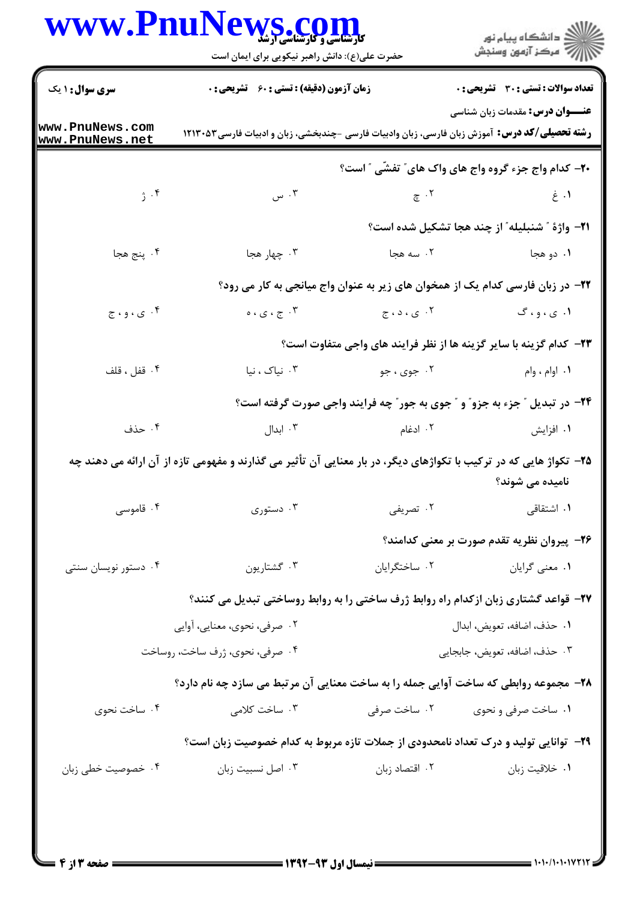**تعداد سوالات : تستی : ۳۰ تشریحی : ۰** | **زمان آزمون (دقیقه) : تستی : ۶۰ تشریحی : ۰** | **سری سوال : ۱ یک**

**عنـــوان درس:** مقدمات زبان شناسی

**رشته تحصیلی/کد درس:** آموزش زبان فارسی، زبان وادبیات فارسی -چندبخشی، زبان و ادبیات فارسی۱۲۱۳۰۵۳

**۲۰- کدام واج جزء گروه واج های واک های" تفشّی " است؟**

۱. غ
۲. چ
۳. س
۴. ژ

**۲۱- واژهٔ " شنبلیله" از چند هجا تشکیل شده است؟**

۱. دو هجا
۲. سه هجا
۳. چهار هجا
۴. پنج هجا

**۲۲- در زبان فارسی کدام یک از همخوان های زیر به عنوان واج میانجی به کار می رود؟**

۱. ی ، و ، گ
۲. ی ، د ، ج
۳. ج ، ی ، ه
۴. ی ، و ، ج

**۲۳- کدام گزینه با سایر گزینه ها از نظر فرایند های واجی متفاوت است؟**

۱. اوام ، وام
۲. جوی ، جو
۳. نیاک ، نیا
۴. قفل ، قلف

**۲۴- در تبدیل " جزء به جزو" و " جوی به جور" چه فرایند واجی صورت گرفته است؟**

۱. افزایش
۲. ادغام
۳. ابدال
۴. حذف

**۲۵- تکواژ هایی که در ترکیب با تکواژهای دیگر، در بار معنایی آن تأثیر می گذارند و مفهومی تازه از آن ارائه می دهند چه نامیده می شوند؟**

۱. اشتقاقی
۲. تصریفی
۳. دستوری
۴. قاموسی

**۲۶- پیروان نظریه تقدم صورت بر معنی کدامند؟**

۱. معنی گرایان
۲. ساختگرایان
۳. گشتاریون
۴. دستور نویسان سنتی

**۲۷- قواعد گشتاری زبان ازکدام راه روابط ژرف ساختی را به روابط روساختی تبدیل می کنند؟**

۱. حذف، اضافه، تعویض، ابدال
۲. صرفی، نحوی، معنایی، آوایی
۳. حذف، اضافه، تعویض، جابجایی
۴. صرفی، نحوی، ژرف ساخت، روساخت

**۲۸- مجموعه روابطی که ساخت آوایی جمله را به ساخت معنایی آن مرتبط می سازد چه نام دارد؟**

۱. ساخت صرفی و نحوی
۲. ساخت صرفی
۳. ساخت کلامی
۴. ساخت نحوی

**۲۹- توانایی تولید و درک تعداد نامحدودی از جملات تازه مربوط به کدام خصوصیت زبان است؟**

۱. خلاقیت زبان
۲. اقتصاد زبان
۳. اصل نسبیت زبان
۴. خصوصیت خطی زبان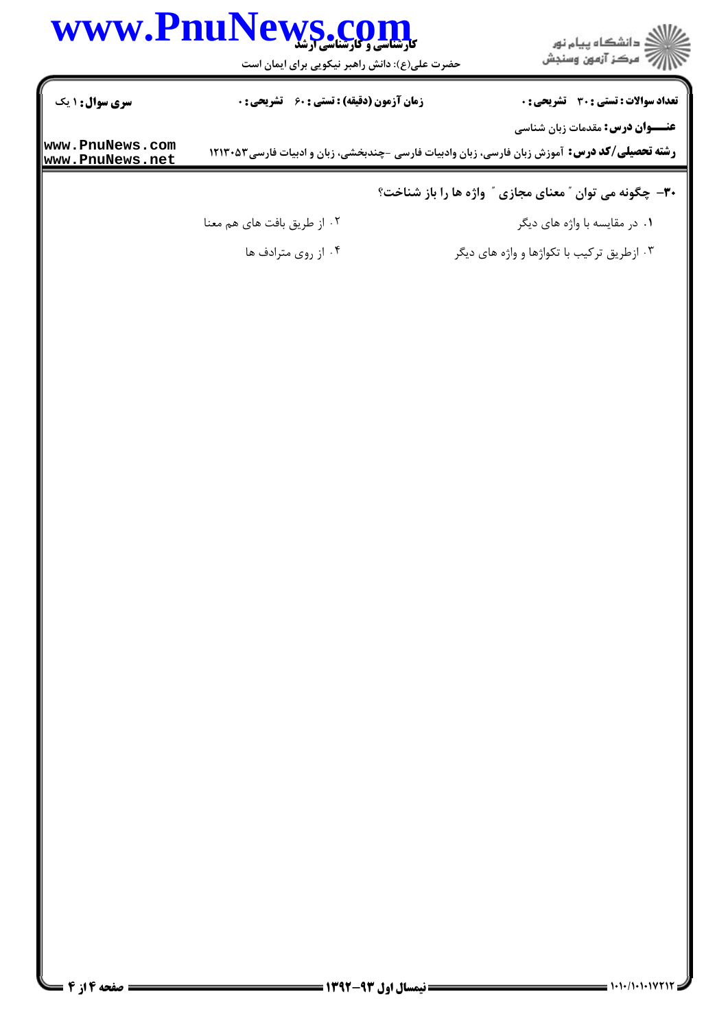**تعداد سوالات : تستی : ۳۰ تشریحی : ۰** | **زمان آزمون (دقیقه) : تستی : ۶۰ تشریحی : ۰** | **سری سوال :** ۱ یک

**عنـــوان درس:** مقدمات زبان شناسی

**رشته تحصیلی/کد درس:** آموزش زبان فارسی، زبان وادبیات فارسی -چندبخشی، زبان و ادبیات فارسی۱۲۱۳۰۵۳

**۳۰- چگونه می توان " معنای مجازی " واژه ها را باز شناخت؟**

۱. در مقایسه با واژه های دیگر

۲. از طریق بافت های هم معنا

۳. ازطریق ترکیب با تکواژها و واژه های دیگر

۴. از روی مترادف ها